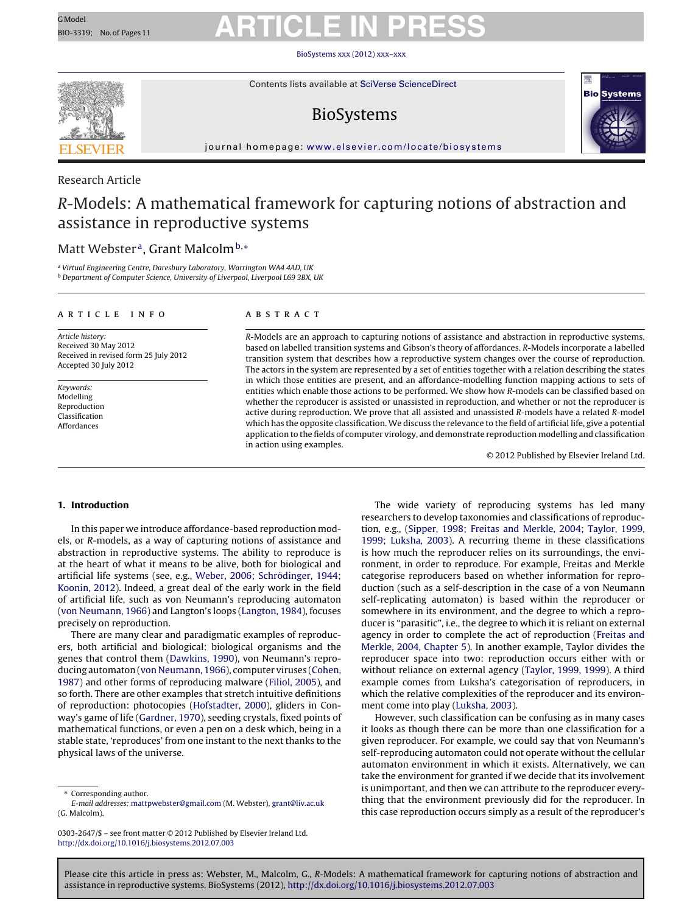Research Article

# *R*-Models: A mathematical framework for capturing notions of abstraction and assistance in reproductive systems

Matt Webster[a], Grant Malcolm[b,*]

[a] Virtual Engineering Centre, Daresbury Laboratory, Warrington WA4 4AD, UK
[b] Department of Computer Science, University of Liverpool, Liverpool L69 3BX, UK

**ARTICLE INFO**

*Article history:*
Received 30 May 2012
Received in revised form 25 July 2012
Accepted 30 July 2012

*Keywords:*
Modelling
Reproduction
Classification
Affordances

**ABSTRACT**

*R*-Models are an approach to capturing notions of assistance and abstraction in reproductive systems, based on labelled transition systems and Gibson's theory of affordances. *R*-Models incorporate a labelled transition system that describes how a reproductive system changes over the course of reproduction. The actors in the system are represented by a set of entities together with a relation describing the states in which those entities are present, and an affordance-modelling function mapping actions to sets of entities which enable those actions to be performed. We show how *R*-models can be classified based on whether the reproducer is assisted or unassisted in reproduction, and whether or not the reproducer is active during reproduction. We prove that all assisted and unassisted *R*-models have a related *R*-model which has the opposite classification. We discuss the relevance to the field of artificial life, give a potential application to the fields of computer virology, and demonstrate reproduction modelling and classification in action using examples.

© 2012 Published by Elsevier Ireland Ltd.

## 1. Introduction

In this paper we introduce affordance-based reproduction models, or *R*-models, as a way of capturing notions of assistance and abstraction in reproductive systems. The ability to reproduce is at the heart of what it means to be alive, both for biological and artificial life systems (see, e.g., Weber, 2006; Schrödinger, 1944; Koonin, 2012). Indeed, a great deal of the early work in the field of artificial life, such as von Neumann's reproducing automaton (von Neumann, 1966) and Langton's loops (Langton, 1984), focuses precisely on reproduction.

There are many clear and paradigmatic examples of reproducers, both artificial and biological: biological organisms and the genes that control them (Dawkins, 1990), von Neumann's reproducing automaton (von Neumann, 1966), computer viruses (Cohen, 1987) and other forms of reproducing malware (Filiol, 2005), and so forth. There are other examples that stretch intuitive definitions of reproduction: photocopies (Hofstadter, 2000), gliders in Conway's game of life (Gardner, 1970), seeding crystals, fixed points of mathematical functions, or even a pen on a desk which, being in a stable state, 'reproduces' from one instant to the next thanks to the physical laws of the universe.

The wide variety of reproducing systems has led many researchers to develop taxonomies and classifications of reproduction, e.g., (Sipper, 1998; Freitas and Merkle, 2004; Taylor, 1999, 1999; Luksha, 2003). A recurring theme in these classifications is how much the reproducer relies on its surroundings, the environment, in order to reproduce. For example, Freitas and Merkle categorise reproducers based on whether information for reproduction (such as a self-description in the case of a von Neumann self-replicating automaton) is based within the reproducer or somewhere in its environment, and the degree to which a reproducer is "parasitic", i.e., the degree to which it is reliant on external agency in order to complete the act of reproduction (Freitas and Merkle, 2004, Chapter 5). In another example, Taylor divides the reproducer space into two: reproduction occurs either with or without reliance on external agency (Taylor, 1999, 1999). A third example comes from Luksha's categorisation of reproducers, in which the relative complexities of the reproducer and its environment come into play (Luksha, 2003).

However, such classification can be confusing as in many cases it looks as though there can be more than one classification for a given reproducer. For example, we could say that von Neumann's self-reproducing automaton could not operate without the cellular automaton environment in which it exists. Alternatively, we can take the environment for granted if we decide that its involvement is unimportant, and then we can attribute to the reproducer everything that the environment previously did for the reproducer. In this case reproduction occurs simply as a result of the reproducer's

* Corresponding author.
*E-mail addresses:* mattpwebster@gmail.com (M. Webster), grant@liv.ac.uk (G. Malcolm).

0303-2647/$ – see front matter © 2012 Published by Elsevier Ireland Ltd.
http://dx.doi.org/10.1016/j.biosystems.2012.07.003

Please cite this article in press as: Webster, M., Malcolm, G., *R*-Models: A mathematical framework for capturing notions of abstraction and assistance in reproductive systems. BioSystems (2012), http://dx.doi.org/10.1016/j.biosystems.2012.07.003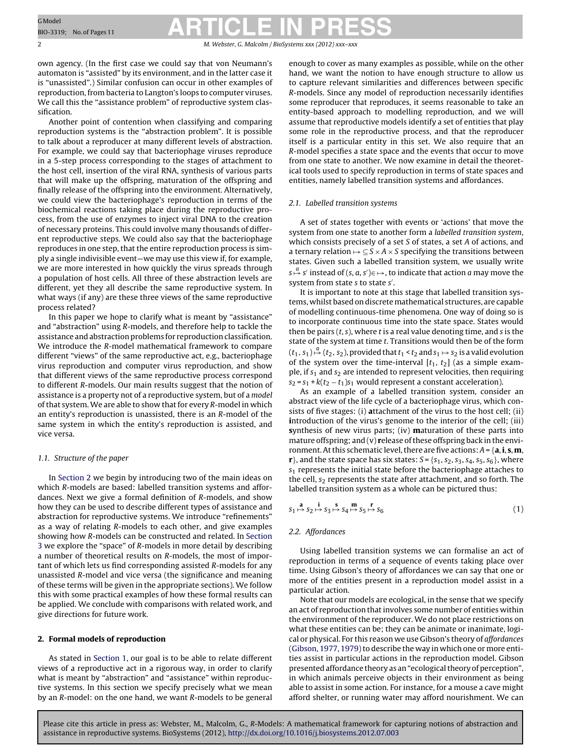own agency. (In the first case we could say that von Neumann's automaton is "assisted" by its environment, and in the latter case it is "unassisted".) Similar confusion can occur in other examples of reproduction, from bacteria to Langton's loops to computer viruses. We call this the "assistance problem" of reproductive system classification.

Another point of contention when classifying and comparing reproduction systems is the "abstraction problem". It is possible to talk about a reproducer at many different levels of abstraction. For example, we could say that bacteriophage viruses reproduce in a 5-step process corresponding to the stages of attachment to the host cell, insertion of the viral RNA, synthesis of various parts that will make up the offspring, maturation of the offspring and finally release of the offspring into the environment. Alternatively, we could view the bacteriophage's reproduction in terms of the biochemical reactions taking place during the reproductive process, from the use of enzymes to inject viral DNA to the creation of necessary proteins. This could involve many thousands of different reproductive steps. We could also say that the bacteriophage reproduces in one step, that the entire reproduction process is simply a single indivisible event—we may use this view if, for example, we are more interested in how quickly the virus spreads through a population of host cells. All three of these abstraction levels are different, yet they all describe the same reproductive system. In what ways (if any) are these three views of the same reproductive process related?

In this paper we hope to clarify what is meant by "assistance" and "abstraction" using *R*-models, and therefore help to tackle the assistance and abstraction problems for reproduction classification. We introduce the *R*-model mathematical framework to compare different "views" of the same reproductive act, e.g., bacteriophage virus reproduction and computer virus reproduction, and show that different views of the same reproductive process correspond to different *R*-models. Our main results suggest that the notion of assistance is a property not of a reproductive system, but of a *model* of that system. We are able to show that for every *R*-model in which an entity's reproduction is unassisted, there is an *R*-model of the same system in which the entity's reproduction is assisted, and vice versa.

### 1.1. Structure of the paper

In Section 2 we begin by introducing two of the main ideas on which *R*-models are based: labelled transition systems and affordances. Next we give a formal definition of *R*-models, and show how they can be used to describe different types of assistance and abstraction for reproductive systems. We introduce "refinements" as a way of relating *R*-models to each other, and give examples showing how *R*-models can be constructed and related. In Section 3 we explore the "space" of *R*-models in more detail by describing a number of theoretical results on *R*-models, the most important of which lets us find corresponding assisted *R*-models for any unassisted *R*-model and vice versa (the significance and meaning of these terms will be given in the appropriate sections). We follow this with some practical examples of how these formal results can be applied. We conclude with comparisons with related work, and give directions for future work.

## 2. Formal models of reproduction

As stated in Section 1, our goal is to be able to relate different views of a reproductive act in a rigorous way, in order to clarify what is meant by "abstraction" and "assistance" within reproductive systems. In this section we specify precisely what we mean by an *R*-model: on the one hand, we want *R*-models to be general enough to cover as many examples as possible, while on the other hand, we want the notion to have enough structure to allow us to capture relevant similarities and differences between specific *R*-models. Since any model of reproduction necessarily identifies some reproducer that reproduces, it seems reasonable to take an entity-based approach to modelling reproduction, and we will assume that reproductive models identify a set of entities that play some role in the reproductive process, and that the reproducer itself is a particular entity in this set. We also require that an *R*-model specifies a state space and the events that occur to move from one state to another. We now examine in detail the theoretical tools used to specify reproduction in terms of state spaces and entities, namely labelled transition systems and affordances.

### 2.1. Labelled transition systems

A set of states together with events or 'actions' that move the system from one state to another form a *labelled transition system*, which consists precisely of a set $S$ of states, a set $A$ of actions, and a ternary relation $\mapsto \subseteq S \times A \times S$ specifying the transitions between states. Given such a labelled transition system, we usually write $s \overset{a}{\mapsto} s'$ instead of $(s, a, s') \in \mapsto$, to indicate that action $a$ may move the system from state $s$ to state $s'$.

It is important to note at this stage that labelled transition systems, whilst based on discrete mathematical structures, are capable of modelling continuous-time phenomena. One way of doing so is to incorporate continuous time into the state space. States would then be pairs $(t, s)$, where $t$ is a real value denoting time, and $s$ is the state of the system at time $t$. Transitions would then be of the form $(t_1, s_1) \overset{a}{\mapsto} (t_2, s_2)$, provided that $t_1 < t_2$ and $s_1 \mapsto s_2$ is a valid evolution of the system over the time-interval $[t_1, t_2]$ (as a simple example, if $s_1$ and $s_2$ are intended to represent velocities, then requiring $s_2 = s_1 + k(t_2 - t_1)s_1$ would represent a constant acceleration).

As an example of a labelled transition system, consider an abstract view of the life cycle of a bacteriophage virus, which consists of five stages: (i) **a**ttachment of the virus to the host cell; (ii) **i**ntroduction of the virus's genome to the interior of the cell; (iii) **s**ynthesis of new virus parts; (iv) **m**aturation of these parts into mature offspring; and (v) **r**elease of these offspring back in the environment. At this schematic level, there are five actions: $A = \{\mathbf{a}, \mathbf{i}, \mathbf{s}, \mathbf{m}, \mathbf{r}\}$, and the state space has six states: $S = \{s_1, s_2, s_3, s_4, s_5, s_6\}$, where $s_1$ represents the initial state before the bacteriophage attaches to the cell, $s_2$ represents the state after attachment, and so forth. The labelled transition system as a whole can be pictured thus:

$$s_1 \overset{\mathbf{a}}{\mapsto} s_2 \overset{\mathbf{i}}{\mapsto} s_3 \overset{\mathbf{s}}{\mapsto} s_4 \overset{\mathbf{m}}{\mapsto} s_5 \overset{\mathbf{r}}{\mapsto} s_6 \tag{1}$$

### 2.2. Affordances

Using labelled transition systems we can formalise an act of reproduction in terms of a sequence of events taking place over time. Using Gibson's theory of affordances we can say that one or more of the entities present in a reproduction model assist in a particular action.

Note that our models are ecological, in the sense that we specify an act of reproduction that involves some number of entities within the environment of the reproducer. We do not place restrictions on what these entities can be; they can be animate or inanimate, logical or physical. For this reason we use Gibson's theory of *affordances* (Gibson, 1977, 1979) to describe the way in which one or more entities assist in particular actions in the reproduction model. Gibson presented affordance theory as an "ecological theory of perception", in which animals perceive objects in their environment as being able to assist in some action. For instance, for a mouse a cave might afford shelter, or running water may afford nourishment. We can

Please cite this article in press as: Webster, M., Malcolm, G., *R*-Models: A mathematical framework for capturing notions of abstraction and assistance in reproductive systems. BioSystems (2012), http://dx.doi.org/10.1016/j.biosystems.2012.07.003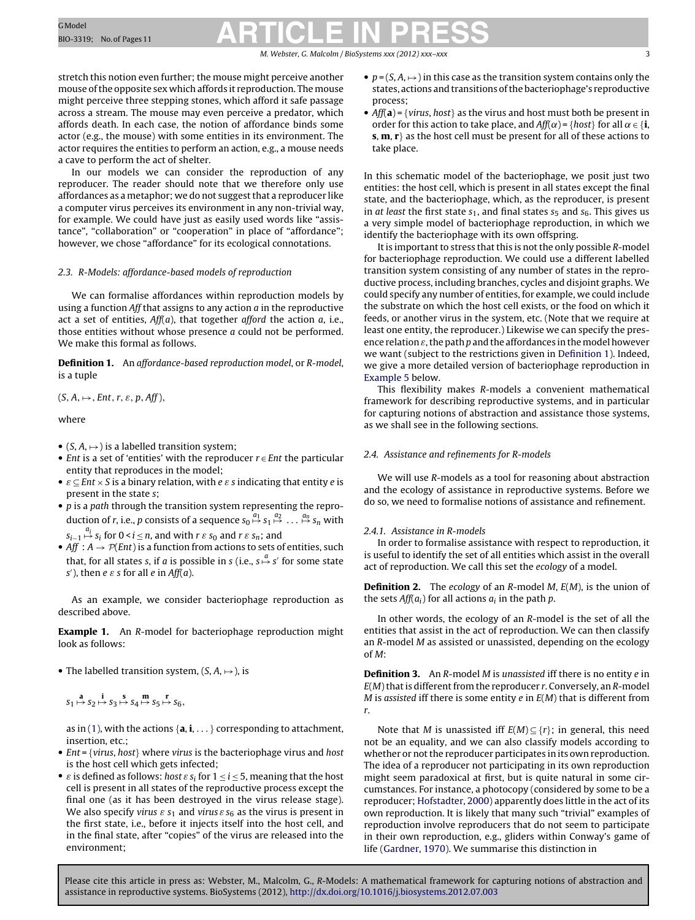stretch this notion even further; the mouse might perceive another mouse of the opposite sex which affords it reproduction. The mouse might perceive three stepping stones, which afford it safe passage across a stream. The mouse may even perceive a predator, which affords death. In each case, the notion of affordance binds some actor (e.g., the mouse) with some entities in its environment. The actor requires the entities to perform an action, e.g., a mouse needs a cave to perform the act of shelter.

In our models we can consider the reproduction of any reproducer. The reader should note that we therefore only use affordances as a metaphor; we do not suggest that a reproducer like a computer virus perceives its environment in any non-trivial way, for example. We could have just as easily used words like "assistance", "collaboration" or "cooperation" in place of "affordance"; however, we chose "affordance" for its ecological connotations.

### 2.3. R-Models: affordance-based models of reproduction

We can formalise affordances within reproduction models by using a function *Aff* that assigns to any action $a$ in the reproductive act a set of entities, $Aff(a)$, that together *afford* the action $a$, i.e., those entities without whose presence $a$ could not be performed. We make this formal as follows.

**Definition 1.** An *affordance-based reproduction model*, or *R-model*, is a tuple

$$(S, A, \mapsto, Ent, r, \varepsilon, p, Aff),$$

where

- $(S, A, \mapsto)$ is a labelled transition system;
- $Ent$ is a set of 'entities' with the reproducer $r \in Ent$ the particular entity that reproduces in the model;
- $\varepsilon \subseteq Ent \times S$ is a binary relation, with $e \, \varepsilon \, s$ indicating that entity $e$ is present in the state $s$;
- $p$ is a *path* through the transition system representing the reproduction of $r$, i.e., $p$ consists of a sequence $s_0 \overset{a_1}{\mapsto} s_1 \overset{a_2}{\mapsto} \ldots \overset{a_n}{\mapsto} s_n$ with $s_{i-1} \overset{a_i}{\mapsto} s_i$ for $0 < i \leq n$, and with $r \, \varepsilon \, s_0$ and $r \, \varepsilon \, s_n$; and
- $Aff : A \to \mathcal{P}(Ent)$ is a function from actions to sets of entities, such that, for all states $s$, if $a$ is possible in $s$ (i.e., $s \overset{a}{\mapsto} s'$ for some state $s'$), then $e \, \varepsilon \, s$ for all $e$ in $Aff(a)$.

As an example, we consider bacteriophage reproduction as described above.

**Example 1.** An R-model for bacteriophage reproduction might look as follows:

- The labelled transition system, $(S, A, \mapsto)$, is

$$s_1 \overset{\mathbf{a}}{\mapsto} s_2 \overset{\mathbf{i}}{\mapsto} s_3 \overset{\mathbf{s}}{\mapsto} s_4 \overset{\mathbf{m}}{\mapsto} s_5 \overset{\mathbf{r}}{\mapsto} s_6,$$

  as in (1), with the actions $\{\mathbf{a}, \mathbf{i}, \ldots\}$ corresponding to attachment, insertion, etc.;
- $Ent = \{virus, host\}$ where *virus* is the bacteriophage virus and *host* is the host cell which gets infected;
- $\varepsilon$ is defined as follows: $host \, \varepsilon \, s_i$ for $1 \leq i \leq 5$, meaning that the host cell is present in all states of the reproductive process except the final one (as it has been destroyed in the virus release stage). We also specify $virus \, \varepsilon \, s_1$ and $virus \, \varepsilon \, s_6$ as the virus is present in the first state, i.e., before it injects itself into the host cell, and in the final state, after "copies" of the virus are released into the environment;
- $p = (S, A, \mapsto)$ in this case as the transition system contains only the states, actions and transitions of the bacteriophage's reproductive process;
- $Aff(\mathbf{a}) = \{virus, host\}$ as the virus and host must both be present in order for this action to take place, and $Aff(\alpha) = \{host\}$ for all $\alpha \in \{\mathbf{i}, \mathbf{s}, \mathbf{m}, \mathbf{r}\}$ as the host cell must be present for all of these actions to take place.

In this schematic model of the bacteriophage, we posit just two entities: the host cell, which is present in all states except the final state, and the bacteriophage, which, as the reproducer, is present in *at least* the first state $s_1$, and final states $s_5$ and $s_6$. This gives us a very simple model of bacteriophage reproduction, in which we identify the bacteriophage with its own offspring.

It is important to stress that this is not the only possible R-model for bacteriophage reproduction. We could use a different labelled transition system consisting of any number of states in the reproductive process, including branches, cycles and disjoint graphs. We could specify any number of entities, for example, we could include the substrate on which the host cell exists, or the food on which it feeds, or another virus in the system, etc. (Note that we require at least one entity, the reproducer.) Likewise we can specify the presence relation $\varepsilon$, the path $p$ and the affordances in the model however we want (subject to the restrictions given in Definition 1). Indeed, we give a more detailed version of bacteriophage reproduction in Example 5 below.

This flexibility makes R-models a convenient mathematical framework for describing reproductive systems, and in particular for capturing notions of abstraction and assistance those systems, as we shall see in the following sections.

### 2.4. Assistance and refinements for R-models

We will use R-models as a tool for reasoning about abstraction and the ecology of assistance in reproductive systems. Before we do so, we need to formalise notions of assistance and refinement.

#### 2.4.1. Assistance in R-models

In order to formalise assistance with respect to reproduction, it is useful to identify the set of all entities which assist in the overall act of reproduction. We call this set the *ecology* of a model.

**Definition 2.** The *ecology* of an R-model $M$, $E(M)$, is the union of the sets $Aff(a_i)$ for all actions $a_i$ in the path $p$.

In other words, the ecology of an R-model is the set of all the entities that assist in the act of reproduction. We can then classify an R-model $M$ as assisted or unassisted, depending on the ecology of $M$:

**Definition 3.** An R-model $M$ is *unassisted* iff there is no entity $e$ in $E(M)$ that is different from the reproducer $r$. Conversely, an R-model $M$ is *assisted* iff there is some entity $e$ in $E(M)$ that is different from $r$.

Note that $M$ is unassisted iff $E(M) \subseteq \{r\}$; in general, this need not be an equality, and we can also classify models according to whether or not the reproducer participates in its own reproduction. The idea of a reproducer not participating in its own reproduction might seem paradoxical at first, but is quite natural in some circumstances. For instance, a photocopy (considered by some to be a reproducer; Hofstadter, 2000) apparently does little in the act of its own reproduction. It is likely that many such "trivial" examples of reproduction involve reproducers that do not seem to participate in their own reproduction, e.g., gliders within Conway's game of life (Gardner, 1970). We summarise this distinction in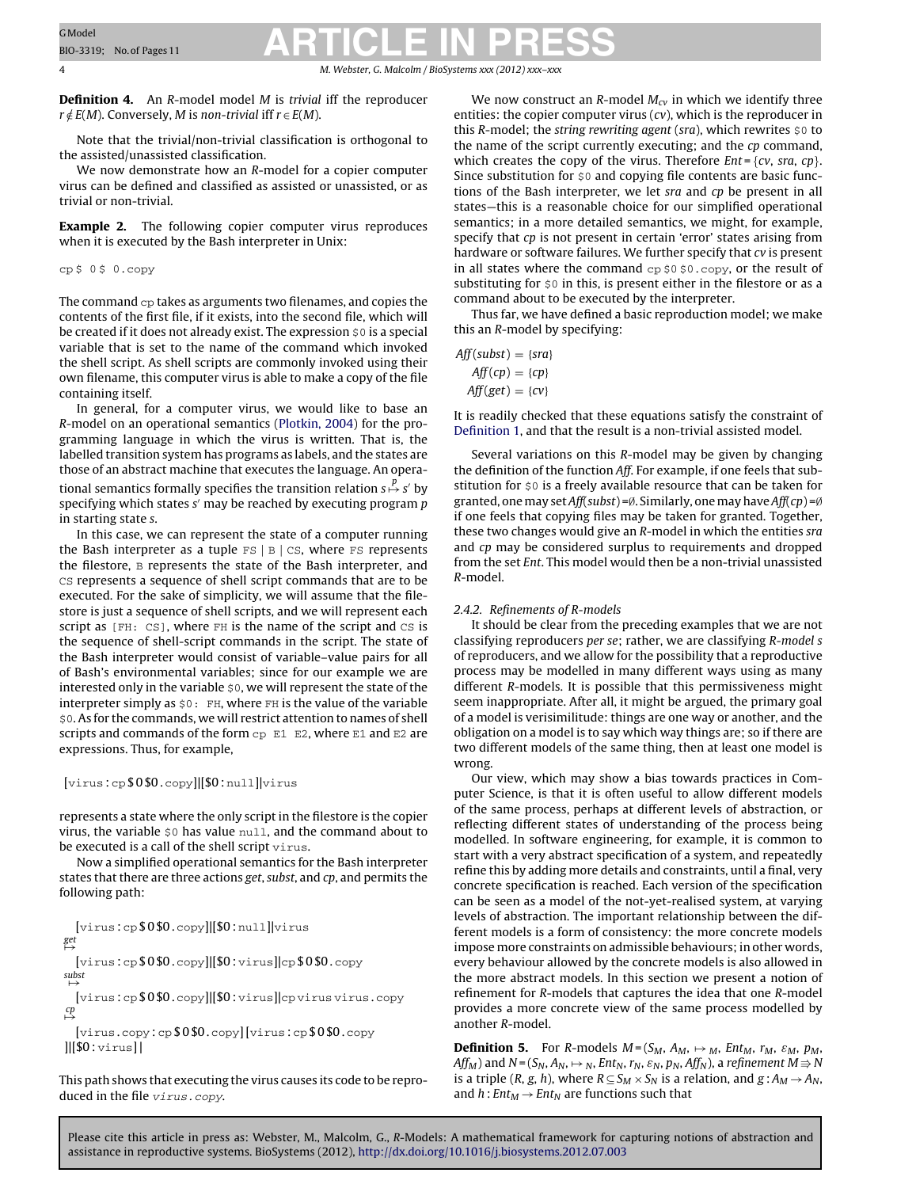**Definition 4.** An *R*-model model *M* is *trivial* iff the reproducer $r \notin E(M)$. Conversely, *M* is *non-trivial* iff $r \in E(M)$.

Note that the trivial/non-trivial classification is orthogonal to the assisted/unassisted classification.

We now demonstrate how an *R*-model for a copier computer virus can be defined and classified as assisted or unassisted, or as trivial or non-trivial.

**Example 2.** The following copier computer virus reproduces when it is executed by the Bash interpreter in Unix:

```
cp $ 0 $ 0.copy
```

The command `cp` takes as arguments two filenames, and copies the contents of the first file, if it exists, into the second file, which will be created if it does not already exist. The expression `$0` is a special variable that is set to the name of the command which invoked the shell script. As shell scripts are commonly invoked using their own filename, this computer virus is able to make a copy of the file containing itself.

In general, for a computer virus, we would like to base an *R*-model on an operational semantics (Plotkin, 2004) for the programming language in which the virus is written. That is, the labelled transition system has programs as labels, and the states are those of an abstract machine that executes the language. An operational semantics formally specifies the transition relation $s \overset{p}{\mapsto} s'$ by specifying which states $s'$ may be reached by executing program *p* in starting state *s*.

In this case, we can represent the state of a computer running the Bash interpreter as a tuple `FS | B | CS`, where `FS` represents the filestore, `B` represents the state of the Bash interpreter, and `CS` represents a sequence of shell script commands that are to be executed. For the sake of simplicity, we will assume that the filestore is just a sequence of shell scripts, and we will represent each script as `[FH: CS]`, where `FH` is the name of the script and `CS` is the sequence of shell-script commands in the script. The state of the Bash interpreter would consist of variable–value pairs for all of Bash's environmental variables; since for our example we are interested only in the variable `$0`, we will represent the state of the interpreter simply as `$0: FH`, where `FH` is the value of the variable `$0`. As for the commands, we will restrict attention to names of shell scripts and commands of the form `cp E1 E2`, where `E1` and `E2` are expressions. Thus, for example,

```
[virus:cp$0$0.copy]|[$0:null]|virus
```

represents a state where the only script in the filestore is the copier virus, the variable `$0` has value `null`, and the command about to be executed is a call of the shell script `virus`.

Now a simplified operational semantics for the Bash interpreter states that there are three actions *get*, *subst*, and *cp*, and permits the following path:

```
[virus:cp$0$0.copy]|[$0:null]|virus
get ↦
[virus:cp$0$0.copy]|[$0:virus]|cp$0$0.copy
subst ↦
[virus:cp$0$0.copy]|[$0:virus]|cp virus virus.copy
cp ↦
[virus.copy:cp$0$0.copy][virus:cp$0$0.copy
]|[$0:virus]|
```

This path shows that executing the virus causes its code to be reproduced in the file *virus.copy*.

We now construct an *R*-model $M_{cv}$ in which we identify three entities: the copier computer virus (*cv*), which is the reproducer in this *R*-model; the *string rewriting agent* (*sra*), which rewrites `$0` to the name of the script currently executing; and the *cp* command, which creates the copy of the virus. Therefore $Ent = \{cv, sra, cp\}$. Since substitution for `$0` and copying file contents are basic functions of the Bash interpreter, we let *sra* and *cp* be present in all states—this is a reasonable choice for our simplified operational semantics; in a more detailed semantics, we might, for example, specify that *cp* is not present in certain 'error' states arising from hardware or software failures. We further specify that *cv* is present in all states where the command `cp $0 $0.copy`, or the result of substituting for `$0` in this, is present either in the filestore or as a command about to be executed by the interpreter.

Thus far, we have defined a basic reproduction model; we make this an *R*-model by specifying:

$$
\begin{aligned}
Aff(subst) &= \{sra\} \\
Aff(cp) &= \{cp\} \\
Aff(get) &= \{cv\}
\end{aligned}
$$

It is readily checked that these equations satisfy the constraint of Definition 1, and that the result is a non-trivial assisted model.

Several variations on this *R*-model may be given by changing the definition of the function *Aff*. For example, if one feels that substitution for `$0` is a freely available resource that can be taken for granted, one may set $Aff(subst) = \emptyset$. Similarly, one may have $Aff(cp) = \emptyset$ if one feels that copying files may be taken for granted. Together, these two changes would give an *R*-model in which the entities *sra* and *cp* may be considered surplus to requirements and dropped from the set *Ent*. This model would then be a non-trivial unassisted *R*-model.

#### 2.4.2. Refinements of R-models

It should be clear from the preceding examples that we are not classifying reproducers *per se*; rather, we are classifying *R-model s* of reproducers, and we allow for the possibility that a reproductive process may be modelled in many different ways using as many different *R*-models. It is possible that this permissiveness might seem inappropriate. After all, it might be argued, the primary goal of a model is verisimilitude: things are one way or another, and the obligation on a model is to say which way things are; so if there are two different models of the same thing, then at least one model is wrong.

Our view, which may show a bias towards practices in Computer Science, is that it is often useful to allow different models of the same process, perhaps at different levels of abstraction, or reflecting different states of understanding of the process being modelled. In software engineering, for example, it is common to start with a very abstract specification of a system, and repeatedly refine this by adding more details and constraints, until a final, very concrete specification is reached. Each version of the specification can be seen as a model of the not-yet-realised system, at varying levels of abstraction. The important relationship between the different models is a form of consistency: the more concrete models impose more constraints on admissible behaviours; in other words, every behaviour allowed by the concrete models is also allowed in the more abstract models. In this section we present a notion of refinement for *R*-models that captures the idea that one *R*-model provides a more concrete view of the same process modelled by another *R*-model.

**Definition 5.** For *R*-models $M = (S_M, A_M, \mapsto_M, Ent_M, r_M, \varepsilon_M, p_M, Aff_M)$ and $N = (S_N, A_N, \mapsto_N, Ent_N, r_N, \varepsilon_N, p_N, Aff_N)$, a *refinement* $M \Rightarrow N$ is a triple $(R, g, h)$, where $R \subseteq S_M \times S_N$ is a relation, and $g : A_M \to A_N$, and $h : Ent_M \to Ent_N$ are functions such that

Please cite this article in press as: Webster, M., Malcolm, G., *R*-Models: A mathematical framework for capturing notions of abstraction and assistance in reproductive systems. BioSystems (2012), http://dx.doi.org/10.1016/j.biosystems.2012.07.003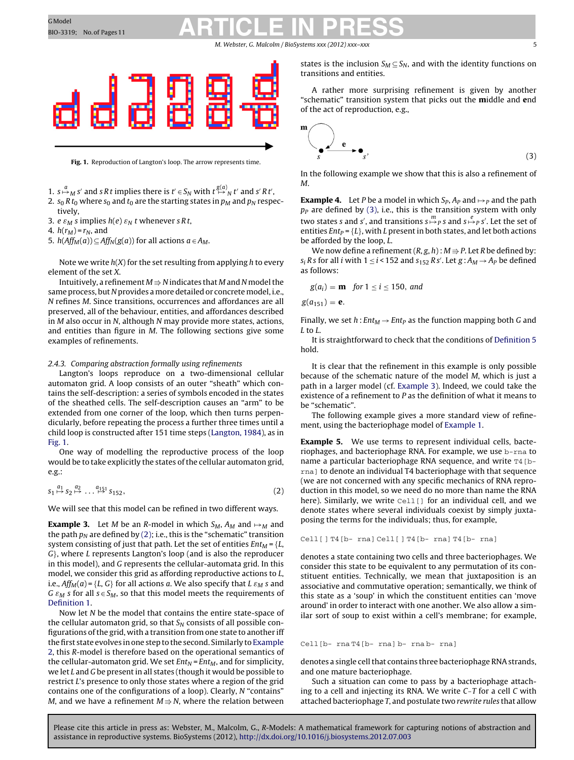Fig. 1. Reproduction of Langton's loop. The arrow represents time.

1. $s \overset{a}{\mapsto}_M s'$ and $s\,R\,t$ implies there is $t' \in S_N$ with $t \overset{g(a)}{\mapsto}_N t'$ and $s'\,R\,t'$,
2. $s_0\,R\,t_0$ where $s_0$ and $t_0$ are the starting states in $p_M$ and $p_N$ respectively,
3. $e\ \varepsilon_M\ s$ implies $h(e)\ \varepsilon_N\ t$ whenever $s\,R\,t$,
4. $h(r_M) = r_N$, and
5. $h(Aff_M(a)) \subseteq Aff_N(g(a))$ for all actions $a \in A_M$.

Note we write $h(X)$ for the set resulting from applying $h$ to every element of the set $X$.

Intuitively, a refinement $M \Rrightarrow N$ indicates that $M$ and $N$ model the same process, but $N$ provides a more detailed or concrete model, i.e., $N$ refines $M$. Since transitions, occurrences and affordances are all preserved, all of the behaviour, entities, and affordances described in $M$ also occur in $N$, although $N$ may provide more states, actions, and entities than figure in $M$. The following sections give some examples of refinements.

### 2.4.3. Comparing abstraction formally using refinements

Langton's loops reproduce on a two-dimensional cellular automaton grid. A loop consists of an outer "sheath" which contains the self-description: a series of symbols encoded in the states of the sheathed cells. The self-description causes an "arm" to be extended from one corner of the loop, which then turns perpendicularly, before repeating the process a further three times until a child loop is constructed after 151 time steps (Langton, 1984), as in Fig. 1.

One way of modelling the reproductive process of the loop would be to take explicitly the states of the cellular automaton grid, e.g.:

$$s_1 \overset{a_1}{\mapsto} s_2 \overset{a_2}{\mapsto} \ldots \overset{a_{151}}{\mapsto} s_{152}, \tag{2}$$

We will see that this model can be refined in two different ways.

**Example 3.** Let $M$ be an $R$-model in which $S_M$, $A_M$ and $\mapsto_M$ and the path $p_N$ are defined by (2); i.e., this is the "schematic" transition system consisting of just that path. Let the set of entities $Ent_M = \{L, G\}$, where $L$ represents Langton's loop (and is also the reproducer in this model), and $G$ represents the cellular-automata grid. In this model, we consider this grid as affording reproductive actions to $L$, i.e., $Aff_M(a) = \{L, G\}$ for all actions $a$. We also specify that $L\ \varepsilon_M\ s$ and $G\ \varepsilon_M\ s$ for all $s \in S_M$, so that this model meets the requirements of Definition 1.

Now let $N$ be the model that contains the entire state-space of the cellular automaton grid, so that $S_N$ consists of all possible configurations of the grid, with a transition from one state to another iff the first state evolves in one step to the second. Similarly to Example 2, this $R$-model is therefore based on the operational semantics of the cellular-automaton grid. We set $Ent_N = Ent_M$, and for simplicity, we let $L$ and $G$ be present in all states (though it would be possible to restrict $L$'s presence to only those states where a region of the grid contains one of the configurations of a loop). Clearly, $N$ "contains" $M$, and we have a refinement $M \Rrightarrow N$, where the relation between states is the inclusion $S_M \subseteq S_N$, and with the identity functions on transitions and entities.

A rather more surprising refinement is given by another "schematic" transition system that picks out the **m**iddle and **e**nd of the act of reproduction, e.g.,

$$s \overset{\mathbf{m}}{\circlearrowleft}, \quad s \overset{\mathbf{e}}{\longrightarrow} s' \tag{3}$$

In the following example we show that this is also a refinement of $M$.

**Example 4.** Let $P$ be a model in which $S_P$, $A_P$ and $\mapsto_P$ and the path $p_P$ are defined by (3), i.e., this is the transition system with only two states $s$ and $s'$, and transitions $s \overset{m}{\mapsto}_P s$ and $s \overset{e}{\mapsto}_P s'$. Let the set of entities $Ent_P = \{L\}$, with $L$ present in both states, and let both actions be afforded by the loop, $L$.

We now define a refinement $(R, g, h): M \Rrightarrow P$. Let $R$ be defined by: $s_i\,R\,s$ for all $i$ with $1 \le i < 152$ and $s_{152}\,R\,s'$. Let $g: A_M \to A_P$ be defined as follows:

$$g(a_i) = \mathbf{m} \quad \textit{for } 1 \le i \le 150, \textit{ and}$$

$$g(a_{151}) = \mathbf{e}.$$

Finally, we set $h: Ent_M \to Ent_P$ as the function mapping both $G$ and $L$ to $L$.

It is straightforward to check that the conditions of Definition 5 hold.

It is clear that the refinement in this example is only possible because of the schematic nature of the model $M$, which is just a path in a larger model (cf. Example 3). Indeed, we could take the existence of a refinement to $P$ as the definition of what it means to be "schematic".

The following example gives a more standard view of refinement, using the bacteriophage model of Example 1.

**Example 5.** We use terms to represent individual cells, bacteriophages, and bacteriophage RNA. For example, we use `b-rna` to name a particular bacteriophage RNA sequence, and write `T4[b-rna]` to denote an individual T4 bacteriophage with that sequence (we are not concerned with any specific mechanics of RNA reproduction in this model, so we need do no more than name the RNA here). Similarly, we write `Cell[]` for an individual cell, and we denote states where several individuals coexist by simply juxtaposing the terms for the individuals; thus, for example,

```
Cell[] T4[b- rna] Cell[] T4[b- rna] T4[b- rna]
```

denotes a state containing two cells and three bacteriophages. We consider this state to be equivalent to any permutation of its constituent entities. Technically, we mean that juxtaposition is an associative and commutative operation; semantically, we think of this state as a 'soup' in which the constituent entities can 'move around' in order to interact with one another. We also allow a similar sort of soup to exist within a cell's membrane; for example,

```
Cell[b- rna T4[b- rna] b- rna b- rna]
```

denotes a single cell that contains three bacteriophage RNA strands, and one mature bacteriophage.

Such a situation can come to pass by a bacteriophage attaching to a cell and injecting its RNA. We write $C$–$T$ for a cell $C$ with attached bacteriophage $T$, and postulate two *rewrite rules* that allow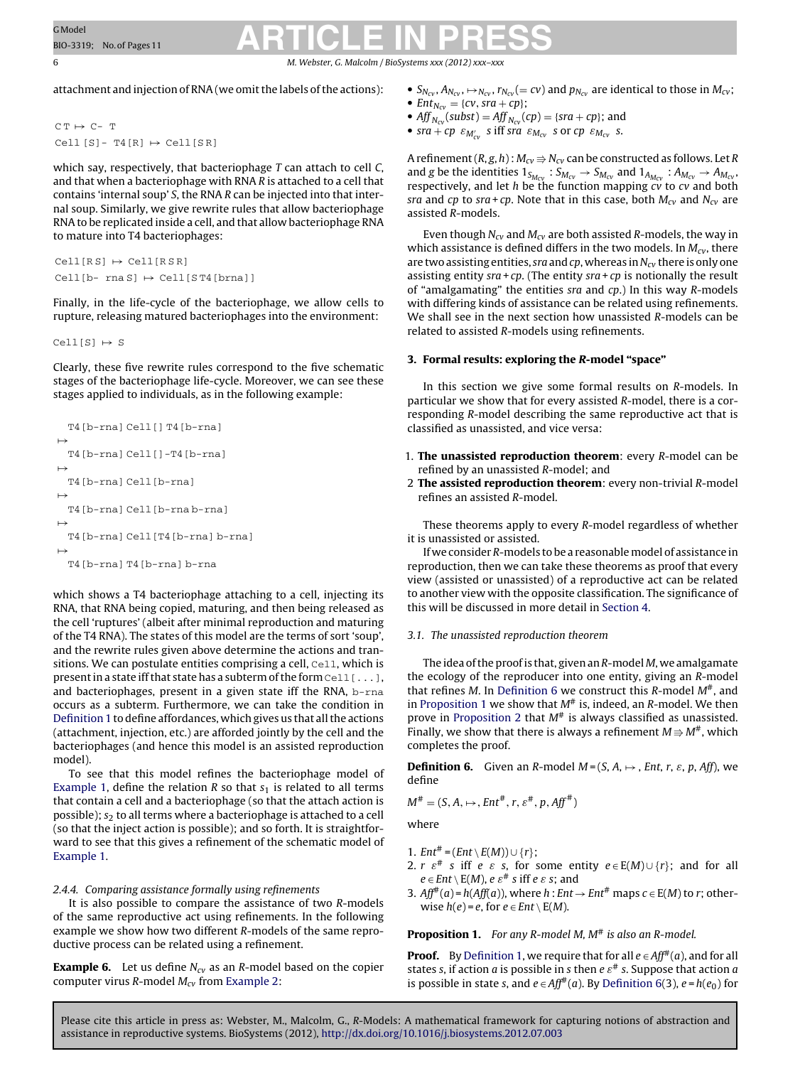attachment and injection of RNA (we omit the labels of the actions):

```
C T ↦ C- T
Cell [S]- T4 [R] ↦ Cell [S R]
```

which say, respectively, that bacteriophage *T* can attach to cell *C*, and that when a bacteriophage with RNA *R* is attached to a cell that contains 'internal soup' *S*, the RNA *R* can be injected into that internal soup. Similarly, we give rewrite rules that allow bacteriophage RNA to be replicated inside a cell, and that allow bacteriophage RNA to mature into T4 bacteriophages:

```
Cell [R S] ↦ Cell [R S R]
Cell [b- rna S] ↦ Cell [S T4 [brna]]
```

Finally, in the life-cycle of the bacteriophage, we allow cells to rupture, releasing matured bacteriophages into the environment:

```
Cell [S] ↦ S
```

Clearly, these five rewrite rules correspond to the five schematic stages of the bacteriophage life-cycle. Moreover, we can see these stages applied to individuals, as in the following example:

```
  T4 [b-rna] Cell [] T4 [b-rna]
↦
  T4 [b-rna] Cell [] -T4 [b-rna]
↦
  T4 [b-rna] Cell [b-rna]
↦
  T4 [b-rna] Cell [b-rna b-rna]
↦
  T4 [b-rna] Cell [T4 [b-rna] b-rna]
↦
  T4 [b-rna] T4 [b-rna] b-rna
```

which shows a T4 bacteriophage attaching to a cell, injecting its RNA, that RNA being copied, maturing, and then being released as the cell 'ruptures' (albeit after minimal reproduction and maturing of the T4 RNA). The states of this model are the terms of sort 'soup', and the rewrite rules given above determine the actions and transitions. We can postulate entities comprising a cell, `Cell`, which is present in a state iff that state has a subterm of the form `Cell[...]`, and bacteriophages, present in a given state iff the RNA, `b-rna` occurs as a subterm. Furthermore, we can take the condition in Definition 1 to define affordances, which gives us that all the actions (attachment, injection, etc.) are afforded jointly by the cell and the bacteriophages (and hence this model is an assisted reproduction model).

To see that this model refines the bacteriophage model of Example 1, define the relation *R* so that $s_1$ is related to all terms that contain a cell and a bacteriophage (so that the attach action is possible); $s_2$ to all terms where a bacteriophage is attached to a cell (so that the inject action is possible); and so forth. It is straightforward to see that this gives a refinement of the schematic model of Example 1.

#### 2.4.4. Comparing assistance formally using refinements

It is also possible to compare the assistance of two *R*-models of the same reproductive act using refinements. In the following example we show how two different *R*-models of the same reproductive process can be related using a refinement.

**Example 6.** Let us define $N_{cv}$ as an *R*-model based on the copier computer virus *R*-model $M_{cv}$ from Example 2:

- $S_{N_{cv}}, A_{N_{cv}}, \mapsto_{N_{cv}}, r_{N_{cv}} (= cv)$ and $p_{N_{cv}}$ are identical to those in $M_{cv}$;
- $Ent_{N_{cv}} = \{cv, sra + cp\}$;
- $Aff_{N_{cv}}(subst) = Aff_{N_{cv}}(cp) = \{sra + cp\}$; and
- $sra + cp \;\; \varepsilon_{M'_{cv}} \;\; s$ iff $sra \;\; \varepsilon_{M_{cv}} \;\; s$ or $cp \;\; \varepsilon_{M_{cv}} \;\; s$.

A refinement $(R, g, h) : M_{cv} \Rightarrow N_{cv}$ can be constructed as follows. Let *R* and *g* be the identities $1_{S_{M_{cv}}} : S_{M_{cv}} \to S_{M_{cv}}$ and $1_{A_{M_{cv}}} : A_{M_{cv}} \to A_{M_{cv}}$, respectively, and let *h* be the function mapping *cv* to *cv* and both *sra* and *cp* to *sra* + *cp*. Note that in this case, both $M_{cv}$ and $N_{cv}$ are assisted *R*-models.

Even though $N_{cv}$ and $M_{cv}$ are both assisted *R*-models, the way in which assistance is defined differs in the two models. In $M_{cv}$, there are two assisting entities, *sra* and *cp*, whereas in $N_{cv}$ there is only one assisting entity *sra* + *cp*. (The entity *sra* + *cp* is notionally the result of "amalgamating" the entities *sra* and *cp*.) In this way *R*-models with differing kinds of assistance can be related using refinements. We shall see in the next section how unassisted *R*-models can be related to assisted *R*-models using refinements.

## 3. Formal results: exploring the *R*-model "space"

In this section we give some formal results on *R*-models. In particular we show that for every assisted *R*-model, there is a corresponding *R*-model describing the same reproductive act that is classified as unassisted, and vice versa:

1. **The unassisted reproduction theorem**: every *R*-model can be refined by an unassisted *R*-model; and
2. **The assisted reproduction theorem**: every non-trivial *R*-model refines an assisted *R*-model.

These theorems apply to every *R*-model regardless of whether it is unassisted or assisted.

If we consider *R*-models to be a reasonable model of assistance in reproduction, then we can take these theorems as proof that every view (assisted or unassisted) of a reproductive act can be related to another view with the opposite classification. The significance of this will be discussed in more detail in Section 4.

### 3.1. The unassisted reproduction theorem

The idea of the proof is that, given an *R*-model *M*, we amalgamate the ecology of the reproducer into one entity, giving an *R*-model that refines *M*. In Definition 6 we construct this *R*-model $M^\#$, and in Proposition 1 we show that $M^\#$ is, indeed, an *R*-model. We then prove in Proposition 2 that $M^\#$ is always classified as unassisted. Finally, we show that there is always a refinement $M \Rightarrow M^\#$, which completes the proof.

**Definition 6.** Given an *R*-model $M = (S, A, \mapsto, Ent, r, \varepsilon, p, Aff)$, we define

$$M^\# = (S, A, \mapsto, Ent^\#, r, \varepsilon^\#, p, Aff^\#)$$

where

1. $Ent^\# = (Ent \setminus \mathrm{E}(M)) \cup \{r\}$;
2. $r \;\varepsilon^\#\; s$ iff $e \;\varepsilon\; s$, for some entity $e \in \mathrm{E}(M) \cup \{r\}$; and for all $e \in Ent \setminus \mathrm{E}(M)$, $e \;\varepsilon^\#\; s$ iff $e \;\varepsilon\; s$; and
3. $Aff^\#(a) = h(Aff(a))$, where $h : Ent \to Ent^\#$ maps $c \in \mathrm{E}(M)$ to *r*; otherwise $h(e) = e$, for $e \in Ent \setminus \mathrm{E}(M)$.

**Proposition 1.** *For any R-model M, $M^\#$ is also an R-model.*

**Proof.** By Definition 1, we require that for all $e \in Aff^\#(a)$, and for all states *s*, if action *a* is possible in *s* then $e \;\varepsilon^\#\; s$. Suppose that action *a* is possible in state *s*, and $e \in Aff^\#(a)$. By Definition 6(3), $e = h(e_0)$ for

Please cite this article in press as: Webster, M., Malcolm, G., *R*-Models: A mathematical framework for capturing notions of abstraction and assistance in reproductive systems. BioSystems (2012), http://dx.doi.org/10.1016/j.biosystems.2012.07.003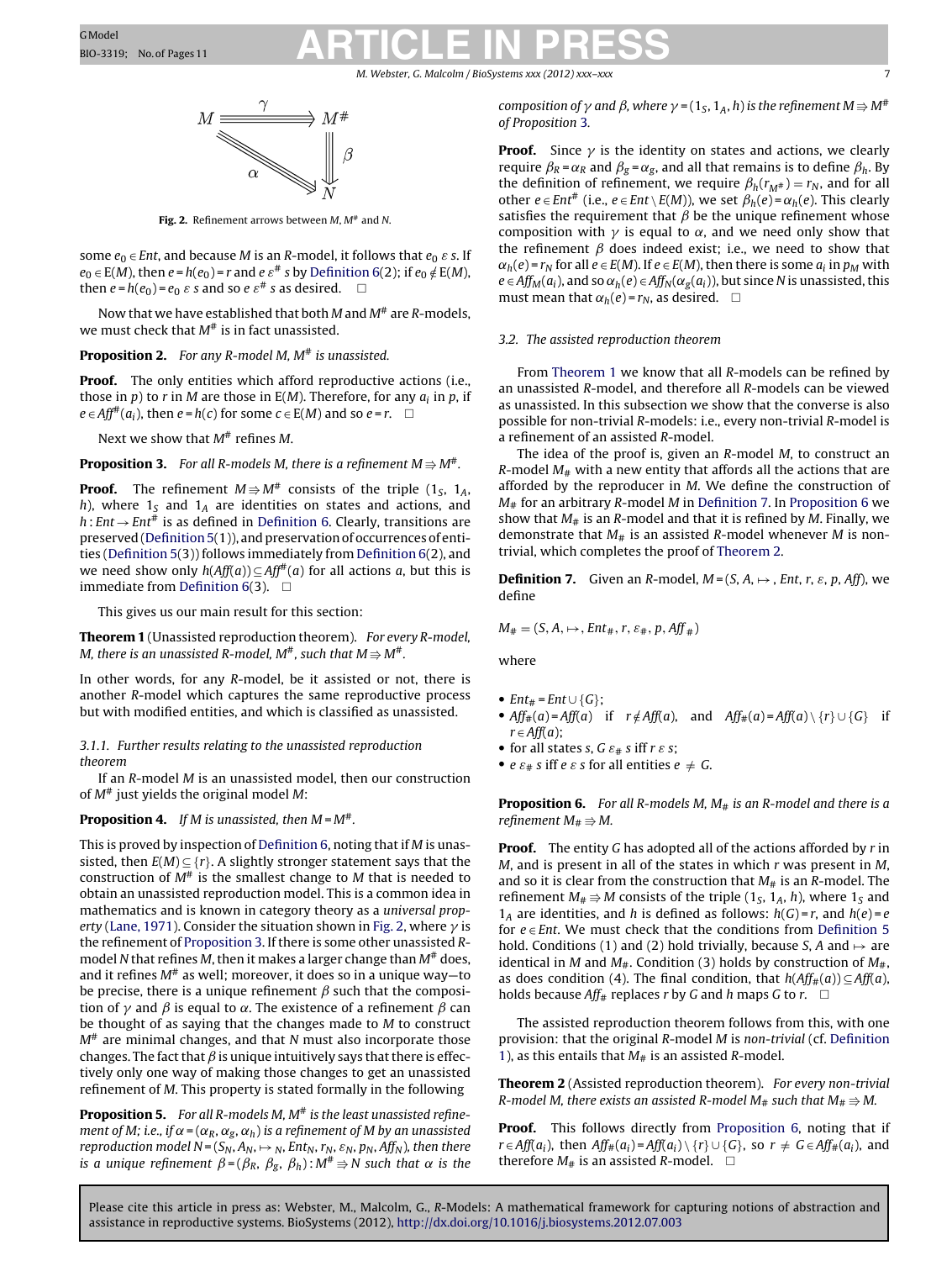Fig. 2. Refinement arrows between $M$, $M^\#$ and $N$.

some $e_0 \in Ent$, and because $M$ is an $R$-model, it follows that $e_0 \; \varepsilon \; s$. If $e_0 \in E(M)$, then $e = h(e_0) = r$ and $e \; \varepsilon^\# \; s$ by Definition 6(2); if $e_0 \notin E(M)$, then $e = h(e_0) = e_0 \; \varepsilon \; s$ and so $e \; \varepsilon^\# \; s$ as desired. □

Now that we have established that both $M$ and $M^\#$ are $R$-models, we must check that $M^\#$ is in fact unassisted.

**Proposition 2.** *For any R-model M, $M^\#$ is unassisted.*

**Proof.** The only entities which afford reproductive actions (i.e., those in $p$) to $r$ in $M$ are those in $E(M)$. Therefore, for any $a_i$ in $p$, if $e \in Aff^\#(a_i)$, then $e = h(c)$ for some $c \in E(M)$ and so $e = r$. □

Next we show that $M^\#$ refines $M$.

**Proposition 3.** *For all R-models M, there is a refinement $M \Rightarrow M^\#$.*

**Proof.** The refinement $M \Rightarrow M^\#$ consists of the triple $(1_S, 1_A, h)$, where $1_S$ and $1_A$ are identities on states and actions, and $h : Ent \rightarrow Ent^\#$ is as defined in Definition 6. Clearly, transitions are preserved (Definition 5(1)), and preservation of occurrences of entities (Definition 5(3)) follows immediately from Definition 6(2), and we need show only $h(Aff(a)) \subseteq Aff^\#(a)$ for all actions $a$, but this is immediate from Definition 6(3). □

This gives us our main result for this section:

**Theorem 1** (Unassisted reproduction theorem). *For every R-model, M, there is an unassisted R-model, $M^\#$, such that $M \Rightarrow M^\#$.*

In other words, for any $R$-model, be it assisted or not, there is another $R$-model which captures the same reproductive process but with modified entities, and which is classified as unassisted.

#### 3.1.1. Further results relating to the unassisted reproduction theorem

If an $R$-model $M$ is an unassisted model, then our construction of $M^\#$ just yields the original model $M$:

**Proposition 4.** *If M is unassisted, then $M = M^\#$.*

This is proved by inspection of Definition 6, noting that if $M$ is unassisted, then $E(M) \subseteq \{r\}$. A slightly stronger statement says that the construction of $M^\#$ is the smallest change to $M$ that is needed to obtain an unassisted reproduction model. This is a common idea in mathematics and is known in category theory as a *universal property* (Lane, 1971). Consider the situation shown in Fig. 2, where $\gamma$ is the refinement of Proposition 3. If there is some other unassisted $R$-model $N$ that refines $M$, then it makes a larger change than $M^\#$ does, and it refines $M^\#$ as well; moreover, it does so in a unique way—to be precise, there is a unique refinement $\beta$ such that the composition of $\gamma$ and $\beta$ is equal to $\alpha$. The existence of a refinement $\beta$ can be thought of as saying that the changes made to $M$ to construct $M^\#$ are minimal changes, and that $N$ must also incorporate those changes. The fact that $\beta$ is unique intuitively says that there is effectively only one way of making those changes to get an unassisted refinement of $M$. This property is stated formally in the following

**Proposition 5.** *For all R-models M, $M^\#$ is the least unassisted refinement of M; i.e., if $\alpha = (\alpha_R, \alpha_g, \alpha_h)$ is a refinement of M by an unassisted reproduction model $N = (S_N, A_N, \mapsto_N, Ent_N, r_N, \varepsilon_N, p_N, Aff_N)$, then there is a unique refinement $\beta = (\beta_R, \beta_g, \beta_h) : M^\# \Rightarrow N$ such that $\alpha$ is the composition of $\gamma$ and $\beta$, where $\gamma = (1_S, 1_A, h)$ is the refinement $M \Rightarrow M^\#$ of Proposition 3.*

**Proof.** Since $\gamma$ is the identity on states and actions, we clearly require $\beta_R = \alpha_R$ and $\beta_g = \alpha_g$, and all that remains is to define $\beta_h$. By the definition of refinement, we require $\beta_h(r_{M^\#}) = r_N$, and for all other $e \in Ent^\#$ (i.e., $e \in Ent \setminus E(M)$), we set $\beta_h(e) = \alpha_h(e)$. This clearly satisfies the requirement that $\beta$ be the unique refinement whose composition with $\gamma$ is equal to $\alpha$, and we need only show that the refinement $\beta$ does indeed exist; i.e., we need to show that $\alpha_h(e) = r_N$ for all $e \in E(M)$. If $e \in E(M)$, then there is some $a_i$ in $p_M$ with $e \in Aff_M(a_i)$, and so $\alpha_h(e) \in Aff_N(\alpha_g(a_i))$, but since $N$ is unassisted, this must mean that $\alpha_h(e) = r_N$, as desired. □

### 3.2. The assisted reproduction theorem

From Theorem 1 we know that all $R$-models can be refined by an unassisted $R$-model, and therefore all $R$-models can be viewed as unassisted. In this subsection we show that the converse is also possible for non-trivial $R$-models: i.e., every non-trivial $R$-model is a refinement of an assisted $R$-model.

The idea of the proof is, given an $R$-model $M$, to construct an $R$-model $M_\#$ with a new entity that affords all the actions that are afforded by the reproducer in $M$. We define the construction of $M_\#$ for an arbitrary $R$-model $M$ in Definition 7. In Proposition 6 we show that $M_\#$ is an $R$-model and that it is refined by $M$. Finally, we demonstrate that $M_\#$ is an assisted $R$-model whenever $M$ is non-trivial, which completes the proof of Theorem 2.

**Definition 7.** Given an $R$-model, $M = (S, A, \mapsto, Ent, r, \varepsilon, p, Aff)$, we define

$$M_\# = (S, A, \mapsto, Ent_\#, r, \varepsilon_\#, p, Aff_\#)$$

where

- $Ent_\# = Ent \cup \{G\}$;
- $Aff_\#(a) = Aff(a)$ if $r \notin Aff(a)$, and $Aff_\#(a) = Aff(a) \setminus \{r\} \cup \{G\}$ if $r \in Aff(a)$;
- for all states $s$, $G \; \varepsilon_\# \; s$ iff $r \; \varepsilon \; s$;
- $e \; \varepsilon_\# \; s$ iff $e \; \varepsilon \; s$ for all entities $e \neq G$.

**Proposition 6.** *For all R-models M, $M_\#$ is an R-model and there is a refinement $M_\# \Rightarrow M$.*

**Proof.** The entity $G$ has adopted all of the actions afforded by $r$ in $M$, and is present in all of the states in which $r$ was present in $M$, and so it is clear from the construction that $M_\#$ is an $R$-model. The refinement $M_\# \Rightarrow M$ consists of the triple $(1_S, 1_A, h)$, where $1_S$ and $1_A$ are identities, and $h$ is defined as follows: $h(G) = r$, and $h(e) = e$ for $e \in Ent$. We must check that the conditions from Definition 5 hold. Conditions (1) and (2) hold trivially, because $S$, $A$ and $\mapsto$ are identical in $M$ and $M_\#$. Condition (3) holds by construction of $M_\#$, as does condition (4). The final condition, that $h(Aff_\#(a)) \subseteq Aff(a)$, holds because $Aff_\#$ replaces $r$ by $G$ and $h$ maps $G$ to $r$. □

The assisted reproduction theorem follows from this, with one provision: that the original $R$-model $M$ is *non-trivial* (cf. Definition 1), as this entails that $M_\#$ is an assisted $R$-model.

**Theorem 2** (Assisted reproduction theorem). *For every non-trivial R-model M, there exists an assisted R-model $M_\#$ such that $M_\# \Rightarrow M$.*

**Proof.** This follows directly from Proposition 6, noting that if $r \in Aff(a_i)$, then $Aff_\#(a_i) = Aff(a_i) \setminus \{r\} \cup \{G\}$, so $r \neq G \in Aff_\#(a_i)$, and therefore $M_\#$ is an assisted $R$-model. □

Please cite this article in press as: Webster, M., Malcolm, G., R-Models: A mathematical framework for capturing notions of abstraction and assistance in reproductive systems. BioSystems (2012), http://dx.doi.org/10.1016/j.biosystems.2012.07.003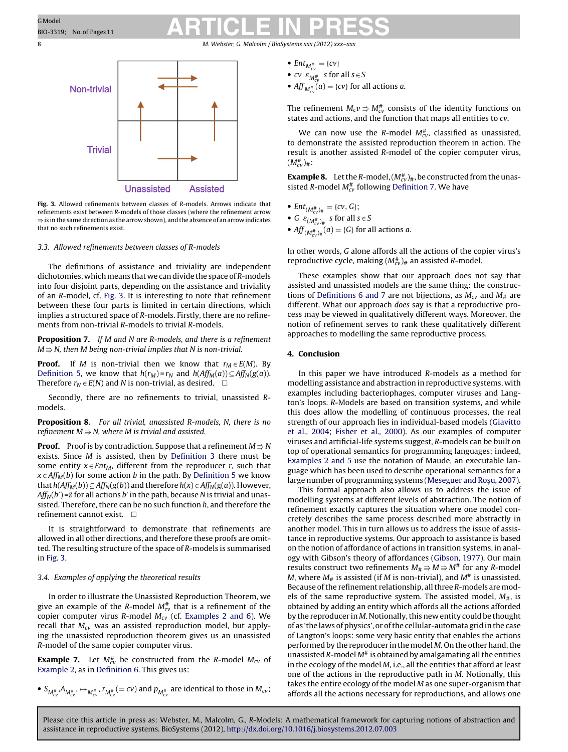Fig. 3. Allowed refinements between classes of $R$-models. Arrows indicate that refinements exist between $R$-models of those classes (where the refinement arrow $\Rrightarrow$ is in the same direction as the arrow shown), and the absence of an arrow indicates that no such refinements exist.

### 3.3. Allowed refinements between classes of R-models

The definitions of assistance and triviality are independent dichotomies, which means that we can divide the space of $R$-models into four disjoint parts, depending on the assistance and triviality of an $R$-model, cf. Fig. 3. It is interesting to note that refinement between these four parts is limited in certain directions, which implies a structured space of $R$-models. Firstly, there are no refinements from non-trivial $R$-models to trivial $R$-models.

**Proposition 7.** *If $M$ and $N$ are R-models, and there is a refinement $M \Rrightarrow N$, then $M$ being non-trivial implies that $N$ is non-trivial.*

**Proof.** If $M$ is non-trivial then we know that $r_M \in E(M)$. By Definition 5, we know that $h(r_M) = r_N$ and $h(Aff_M(a)) \subseteq Aff_N(g(a))$. Therefore $r_N \in E(N)$ and $N$ is non-trivial, as desired. □

Secondly, there are no refinements to trivial, unassisted $R$-models.

**Proposition 8.** *For all trivial, unassisted R-models, $N$, there is no refinement $M \Rrightarrow N$, where $M$ is trivial and assisted.*

**Proof.** Proof is by contradiction. Suppose that a refinement $M \Rrightarrow N$ exists. Since $M$ is assisted, then by Definition 3 there must be some entity $x \in Ent_M$, different from the reproducer $r$, such that $x \in Aff_M(b)$ for some action $b$ in the path. By Definition 5 we know that $h(Aff_M(b)) \subseteq Aff_N(g(b))$ and therefore $h(x) \in Aff_N(g(a))$. However, $Aff_N(b') = \emptyset$ for all actions $b'$ in the path, because $N$ is trivial and unassisted. Therefore, there can be no such function $h$, and therefore the refinement cannot exist. □

It is straightforward to demonstrate that refinements are allowed in all other directions, and therefore these proofs are omitted. The resulting structure of the space of $R$-models is summarised in Fig. 3.

### 3.4. Examples of applying the theoretical results

In order to illustrate the Unassisted Reproduction Theorem, we give an example of the $R$-model $M^{\#}_{cv}$ that is a refinement of the copier computer virus $R$-model $M_{cv}$ (cf. Examples 2 and 6). We recall that $M_{cv}$ was an assisted reproduction model, but applying the unassisted reproduction theorem gives us an unassisted $R$-model of the same copier computer virus.

**Example 7.** Let $M^{\#}_{cv}$ be constructed from the $R$-model $M_{cv}$ of Example 2, as in Definition 6. This gives us:

- $S_{M^{\#}_{cv}}, A_{M^{\#}_{cv}}, \mapsto_{M^{\#}_{cv}}, r_{M^{\#}_{cv}} (= cv)$ and $p_{M^{\#}_{cv}}$ are identical to those in $M_{cv}$;
- $Ent_{M^{\#}_{cv}} = \{cv\}$
- $cv\ \varepsilon_{M^{\#}_{cv}}\ s$ for all $s \in S$
- $Aff_{M^{\#}_{cv}}(a) = \{cv\}$ for all actions $a$.

The refinement $M_c v \Rrightarrow M^{\#}_{cv}$ consists of the identity functions on states and actions, and the function that maps all entities to $cv$.

We can now use the $R$-model $M^{\#}_{cv}$, classified as unassisted, to demonstrate the assisted reproduction theorem in action. The result is another assisted $R$-model of the copier computer virus, $(M^{\#}_{cv})_{\#}$:

**Example 8.** Let the $R$-model, $(M^{\#}_{cv})_{\#}$, be constructed from the unassisted $R$-model $M^{\#}_{cv}$ following Definition 7. We have

- $Ent_{(M^{\#}_{cv})_{\#}} = \{cv, G\}$;
- $G\ \varepsilon_{(M^{\#}_{cv})_{\#}}\ s$ for all $s \in S$
- $Aff_{(M^{\#}_{cv})_{\#}}(a) = \{G\}$ for all actions $a$.

In other words, $G$ alone affords all the actions of the copier virus's reproductive cycle, making $(M^{\#}_{cv})_{\#}$ an assisted $R$-model.

These examples show that our approach does not say that assisted and unassisted models are the same thing: the constructions of Definitions 6 and 7 are not bijections, as $M_{cv}$ and $M_{\#}$ are different. What our approach *does* say is that a reproductive process may be viewed in qualitatively different ways. Moreover, the notion of refinement serves to rank these qualitatively different approaches to modelling the same reproductive process.

## 4. Conclusion

In this paper we have introduced $R$-models as a method for modelling assistance and abstraction in reproductive systems, with examples including bacteriophages, computer viruses and Langton's loops. $R$-Models are based on transition systems, and while this does allow the modelling of continuous processes, the real strength of our approach lies in individual-based models (Giavitto et al., 2004; Fisher et al., 2000). As our examples of computer viruses and artificial-life systems suggest, $R$-models can be built on top of operational semantics for programming languages; indeed, Examples 2 and 5 use the notation of Maude, an executable language which has been used to describe operational semantics for a large number of programming systems (Meseguer and Roşu, 2007).

This formal approach also allows us to address the issue of modelling systems at different levels of abstraction. The notion of refinement exactly captures the situation where one model concretely describes the same process described more abstractly in another model. This in turn allows us to address the issue of assistance in reproductive systems. Our approach to assistance is based on the notion of affordance of actions in transition systems, in analogy with Gibson's theory of affordances (Gibson, 1977). Our main results construct two refinements $M_{\#} \Rrightarrow M \Rrightarrow M^{\#}$ for any $R$-model $M$, where $M_{\#}$ is assisted (if $M$ is non-trivial), and $M^{\#}$ is unassisted. Because of the refinement relationship, all three $R$-models are models of the same reproductive system. The assisted model, $M_{\#}$, is obtained by adding an entity which affords all the actions afforded by the reproducer in $M$. Notionally, this new entity could be thought of as 'the laws of physics', or of the cellular-automata grid in the case of Langton's loops: some very basic entity that enables the actions performed by the reproducer in the model $M$. On the other hand, the unassisted $R$-model $M^{\#}$ is obtained by amalgamating all the entities in the ecology of the model $M$, i.e., all the entities that afford at least one of the actions in the reproductive path in $M$. Notionally, this takes the entire ecology of the model $M$ as one super-organism that affords all the actions necessary for reproductions, and allows one

Please cite this article in press as: Webster, M., Malcolm, G., R-Models: A mathematical framework for capturing notions of abstraction and assistance in reproductive systems. BioSystems (2012), http://dx.doi.org/10.1016/j.biosystems.2012.07.003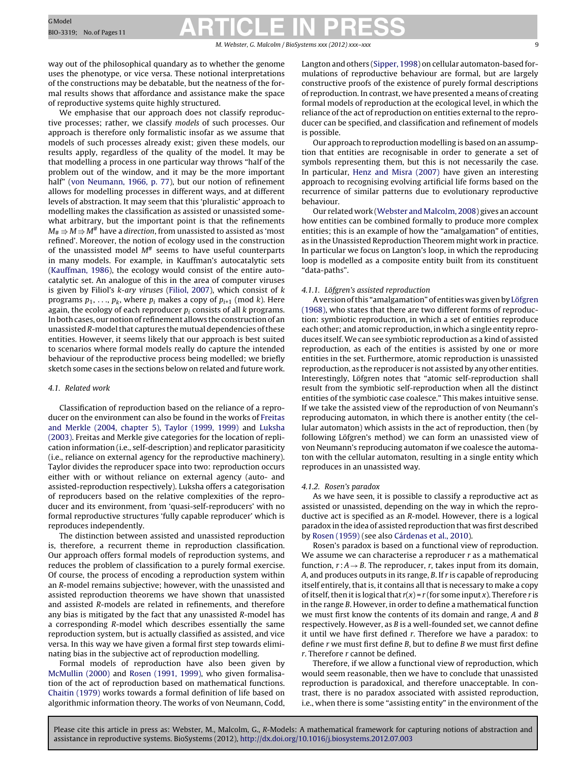way out of the philosophical quandary as to whether the genome uses the phenotype, or vice versa. These notional interpretations of the constructions may be debatable, but the neatness of the formal results shows that affordance and assistance make the space of reproductive systems quite highly structured.

We emphasise that our approach does not classify reproductive processes; rather, we classify *models* of such processes. Our approach is therefore only formalistic insofar as we assume that models of such processes already exist; given these models, our results apply, regardless of the quality of the model. It may be that modelling a process in one particular way throws "half of the problem out of the window, and it may be the more important half" (von Neumann, 1966, p. 77), but our notion of refinement allows for modelling processes in different ways, and at different levels of abstraction. It may seem that this 'pluralistic' approach to modelling makes the classification as assisted or unassisted somewhat arbitrary, but the important point is that the refinements $M_\# \Rightarrow M \Rightarrow M^\#$ have a *direction*, from unassisted to assisted as 'most refined'. Moreover, the notion of ecology used in the construction of the unassisted model $M^\#$ seems to have useful counterparts in many models. For example, in Kauffman's autocatalytic sets (Kauffman, 1986), the ecology would consist of the entire autocatalytic set. An analogue of this in the area of computer viruses is given by Filiol's *k-ary viruses* (Filiol, 2007), which consist of $k$ programs $p_1, \ldots, p_k$, where $p_i$ makes a copy of $p_{i+1}$ (mod $k$). Here again, the ecology of each reproducer $p_i$ consists of all $k$ programs. In both cases, our notion of refinement allows the construction of an unassisted *R*-model that captures the mutual dependencies of these entities. However, it seems likely that our approach is best suited to scenarios where formal models really do capture the intended behaviour of the reproductive process being modelled; we briefly sketch some cases in the sections below on related and future work.

### 4.1. Related work

Classification of reproduction based on the reliance of a reproducer on the environment can also be found in the works of Freitas and Merkle (2004, chapter 5), Taylor (1999, 1999) and Luksha (2003). Freitas and Merkle give categories for the location of replication information (i.e., self-description) and replicator parasiticity (i.e., reliance on external agency for the reproductive machinery). Taylor divides the reproducer space into two: reproduction occurs either with or without reliance on external agency (auto- and assisted-reproduction respectively). Luksha offers a categorisation of reproducers based on the relative complexities of the reproducer and its environment, from 'quasi-self-reproducers' with no formal reproductive structures 'fully capable reproducer' which is reproduces independently.

The distinction between assisted and unassisted reproduction is, therefore, a recurrent theme in reproduction classification. Our approach offers formal models of reproduction systems, and reduces the problem of classification to a purely formal exercise. Of course, the process of encoding a reproduction system within an *R*-model remains subjective; however, with the unassisted and assisted reproduction theorems we have shown that unassisted and assisted *R*-models are related in refinements, and therefore any bias is mitigated by the fact that any unassisted *R*-model has a corresponding *R*-model which describes essentially the same reproduction system, but is actually classified as assisted, and vice versa. In this way we have given a formal first step towards eliminating bias in the subjective act of reproduction modelling.

Formal models of reproduction have also been given by McMullin (2000) and Rosen (1991, 1999), who given formalisation of the act of reproduction based on mathematical functions. Chaitin (1979) works towards a formal definition of life based on algorithmic information theory. The works of von Neumann, Codd, Langton and others (Sipper, 1998) on cellular automaton-based formulations of reproductive behaviour are formal, but are largely constructive proofs of the existence of purely formal descriptions of reproduction. In contrast, we have presented a means of creating formal models of reproduction at the ecological level, in which the reliance of the act of reproduction on entities external to the reproducer can be specified, and classification and refinement of models is possible.

Our approach to reproduction modelling is based on an assumption that entities are recognisable in order to generate a set of symbols representing them, but this is not necessarily the case. In particular, Henz and Misra (2007) have given an interesting approach to recognising evolving artificial life forms based on the recurrence of similar patterns due to evolutionary reproductive behaviour.

Our related work (Webster and Malcolm, 2008) gives an account how entities can be combined formally to produce more complex entities; this is an example of how the "amalgamation" of entities, as in the Unassisted Reproduction Theorem might work in practice. In particular we focus on Langton's loop, in which the reproducing loop is modelled as a composite entity built from its constituent "data-paths".

#### 4.1.1. Löfgren's assisted reproduction

A version of this "amalgamation" of entities was given by Löfgren (1968), who states that there are two different forms of reproduction: symbiotic reproduction, in which a set of entities reproduce each other; and atomic reproduction, in which a single entity reproduces itself. We can see symbiotic reproduction as a kind of assisted reproduction, as each of the entities is assisted by one or more entities in the set. Furthermore, atomic reproduction is unassisted reproduction, as the reproducer is not assisted by any other entities. Interestingly, Löfgren notes that "atomic self-reproduction shall result from the symbiotic self-reproduction when all the distinct entities of the symbiotic case coalesce." This makes intuitive sense. If we take the assisted view of the reproduction of von Neumann's reproducing automaton, in which there is another entity (the cellular automaton) which assists in the act of reproduction, then (by following Löfgren's method) we can form an unassisted view of von Neumann's reproducing automaton if we coalesce the automaton with the cellular automaton, resulting in a single entity which reproduces in an unassisted way.

#### 4.1.2. Rosen's paradox

As we have seen, it is possible to classify a reproductive act as assisted or unassisted, depending on the way in which the reproductive act is specified as an *R*-model. However, there is a logical paradox in the idea of assisted reproduction that was first described by Rosen (1959) (see also Cárdenas et al., 2010).

Rosen's paradox is based on a functional view of reproduction. We assume we can characterise a reproducer $r$ as a mathematical function, $r : A \to B$. The reproducer, $r$, takes input from its domain, $A$, and produces outputs in its range, $B$. If $r$ is capable of reproducing itself entirely, that is, it contains all that is necessary to make a copy of itself, then it is logical that $r(x) = r$ (for some input $x$). Therefore $r$ is in the range $B$. However, in order to define a mathematical function we must first know the contents of its domain and range, $A$ and $B$ respectively. However, as $B$ is a well-founded set, we cannot define it until we have first defined $r$. Therefore we have a paradox: to define $r$ we must first define $B$, but to define $B$ we must first define $r$. Therefore $r$ cannot be defined.

Therefore, if we allow a functional view of reproduction, which would seem reasonable, then we have to conclude that unassisted reproduction is paradoxical, and therefore unacceptable. In contrast, there is no paradox associated with assisted reproduction, i.e., when there is some "assisting entity" in the environment of the

Please cite this article in press as: Webster, M., Malcolm, G., *R*-Models: A mathematical framework for capturing notions of abstraction and assistance in reproductive systems. BioSystems (2012), http://dx.doi.org/10.1016/j.biosystems.2012.07.003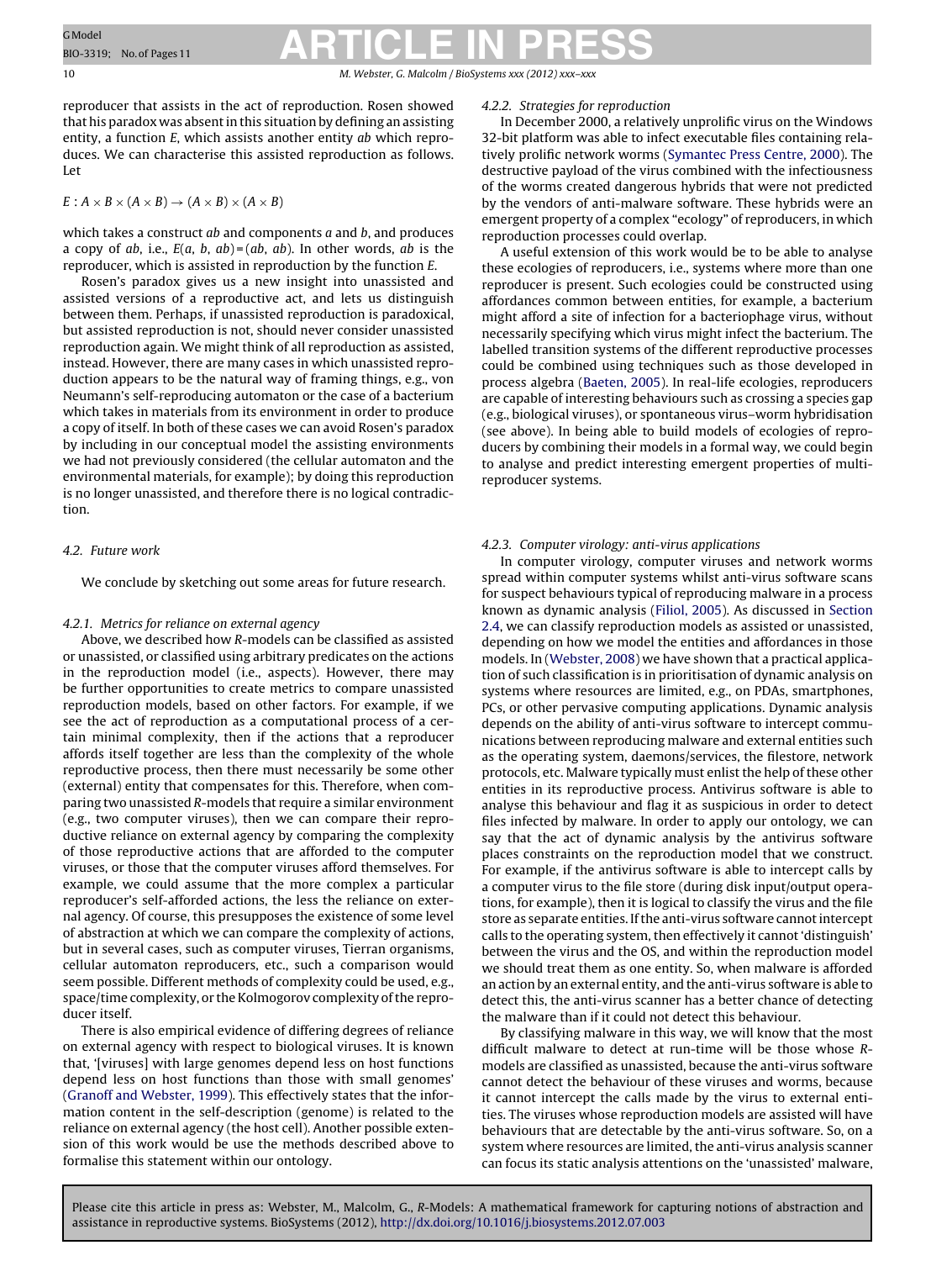reproducer that assists in the act of reproduction. Rosen showed that his paradox was absent in this situation by defining an assisting entity, a function $E$, which assists another entity $ab$ which reproduces. We can characterise this assisted reproduction as follows. Let

$$E : A \times B \times (A \times B) \rightarrow (A \times B) \times (A \times B)$$

which takes a construct $ab$ and components $a$ and $b$, and produces a copy of $ab$, i.e., $E(a, b, ab) = (ab, ab)$. In other words, $ab$ is the reproducer, which is assisted in reproduction by the function $E$.

Rosen's paradox gives us a new insight into unassisted and assisted versions of a reproductive act, and lets us distinguish between them. Perhaps, if unassisted reproduction is paradoxical, but assisted reproduction is not, should never consider unassisted reproduction again. We might think of all reproduction as assisted, instead. However, there are many cases in which unassisted reproduction appears to be the natural way of framing things, e.g., von Neumann's self-reproducing automaton or the case of a bacterium which takes in materials from its environment in order to produce a copy of itself. In both of these cases we can avoid Rosen's paradox by including in our conceptual model the assisting environments we had not previously considered (the cellular automaton and the environmental materials, for example); by doing this reproduction is no longer unassisted, and therefore there is no logical contradiction.

### 4.2. Future work

We conclude by sketching out some areas for future research.

#### 4.2.1. Metrics for reliance on external agency

Above, we described how $R$-models can be classified as assisted or unassisted, or classified using arbitrary predicates on the actions in the reproduction model (i.e., aspects). However, there may be further opportunities to create metrics to compare unassisted reproduction models, based on other factors. For example, if we see the act of reproduction as a computational process of a certain minimal complexity, then if the actions that a reproducer affords itself together are less than the complexity of the whole reproductive process, then there must necessarily be some other (external) entity that compensates for this. Therefore, when comparing two unassisted $R$-models that require a similar environment (e.g., two computer viruses), then we can compare their reproductive reliance on external agency by comparing the complexity of those reproductive actions that are afforded to the computer viruses, or those that the computer viruses afford themselves. For example, we could assume that the more complex a particular reproducer's self-afforded actions, the less the reliance on external agency. Of course, this presupposes the existence of some level of abstraction at which we can compare the complexity of actions, but in several cases, such as computer viruses, Tierran organisms, cellular automaton reproducers, etc., such a comparison would seem possible. Different methods of complexity could be used, e.g., space/time complexity, or the Kolmogorov complexity of the reproducer itself.

There is also empirical evidence of differing degrees of reliance on external agency with respect to biological viruses. It is known that, '[viruses] with large genomes depend less on host functions depend less on host functions than those with small genomes' (Granoff and Webster, 1999). This effectively states that the information content in the self-description (genome) is related to the reliance on external agency (the host cell). Another possible extension of this work would be use the methods described above to formalise this statement within our ontology.

#### 4.2.2. Strategies for reproduction

In December 2000, a relatively unprolific virus on the Windows 32-bit platform was able to infect executable files containing relatively prolific network worms (Symantec Press Centre, 2000). The destructive payload of the virus combined with the infectiousness of the worms created dangerous hybrids that were not predicted by the vendors of anti-malware software. These hybrids were an emergent property of a complex "ecology" of reproducers, in which reproduction processes could overlap.

A useful extension of this work would be to be able to analyse these ecologies of reproducers, i.e., systems where more than one reproducer is present. Such ecologies could be constructed using affordances common between entities, for example, a bacterium might afford a site of infection for a bacteriophage virus, without necessarily specifying which virus might infect the bacterium. The labelled transition systems of the different reproductive processes could be combined using techniques such as those developed in process algebra (Baeten, 2005). In real-life ecologies, reproducers are capable of interesting behaviours such as crossing a species gap (e.g., biological viruses), or spontaneous virus–worm hybridisation (see above). In being able to build models of ecologies of reproducers by combining their models in a formal way, we could begin to analyse and predict interesting emergent properties of multi-reproducer systems.

#### 4.2.3. Computer virology: anti-virus applications

In computer virology, computer viruses and network worms spread within computer systems whilst anti-virus software scans for suspect behaviours typical of reproducing malware in a process known as dynamic analysis (Filiol, 2005). As discussed in Section 2.4, we can classify reproduction models as assisted or unassisted, depending on how we model the entities and affordances in those models. In (Webster, 2008) we have shown that a practical application of such classification is in prioritisation of dynamic analysis on systems where resources are limited, e.g., on PDAs, smartphones, PCs, or other pervasive computing applications. Dynamic analysis depends on the ability of anti-virus software to intercept communications between reproducing malware and external entities such as the operating system, daemons/services, the filestore, network protocols, etc. Malware typically must enlist the help of these other entities in its reproductive process. Antivirus software is able to analyse this behaviour and flag it as suspicious in order to detect files infected by malware. In order to apply our ontology, we can say that the act of dynamic analysis by the antivirus software places constraints on the reproduction model that we construct. For example, if the antivirus software is able to intercept calls by a computer virus to the file store (during disk input/output operations, for example), then it is logical to classify the virus and the file store as separate entities. If the anti-virus software cannot intercept calls to the operating system, then effectively it cannot 'distinguish' between the virus and the OS, and within the reproduction model we should treat them as one entity. So, when malware is afforded an action by an external entity, and the anti-virus software is able to detect this, the anti-virus scanner has a better chance of detecting the malware than if it could not detect this behaviour.

By classifying malware in this way, we will know that the most difficult malware to detect at run-time will be those whose $R$-models are classified as unassisted, because the anti-virus software cannot detect the behaviour of these viruses and worms, because it cannot intercept the calls made by the virus to external entities. The viruses whose reproduction models are assisted will have behaviours that are detectable by the anti-virus software. So, on a system where resources are limited, the anti-virus analysis scanner can focus its static analysis attentions on the 'unassisted' malware,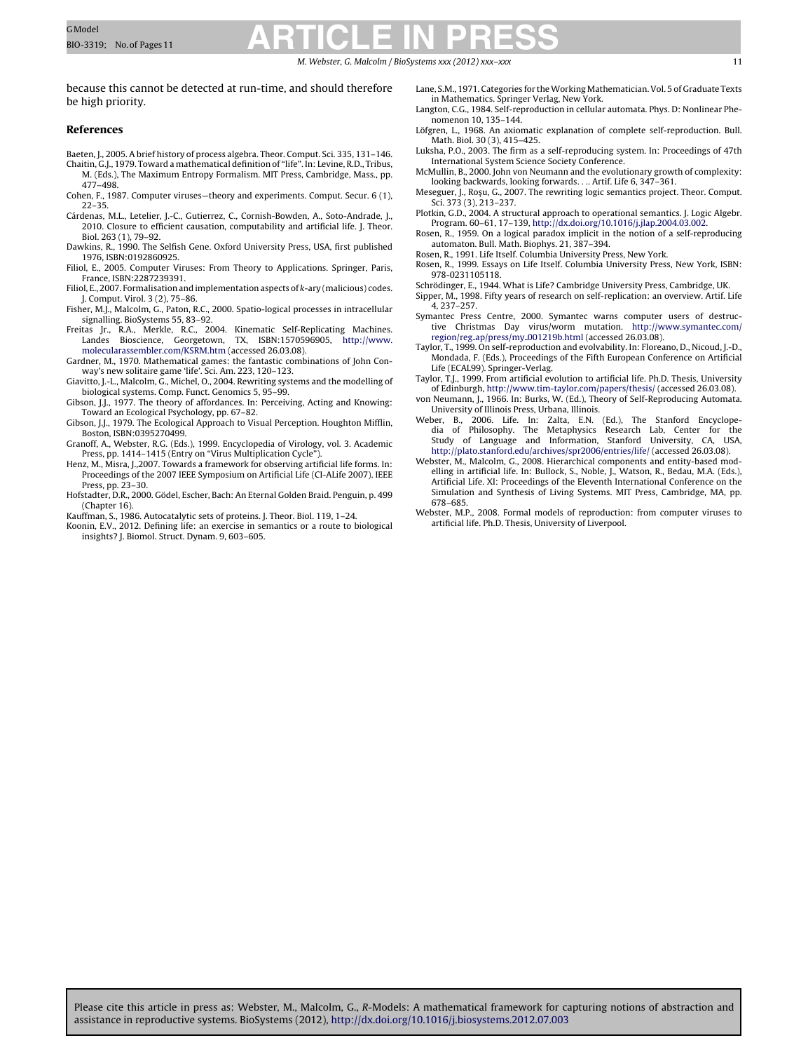because this cannot be detected at run-time, and should therefore be high priority.

## References

Baeten, J., 2005. A brief history of process algebra. Theor. Comput. Sci. 335, 131–146.

Chaitin, G.J., 1979. Toward a mathematical definition of "life". In: Levine, R.D., Tribus, M. (Eds.), The Maximum Entropy Formalism. MIT Press, Cambridge, Mass., pp. 477–498.

Cohen, F., 1987. Computer viruses—theory and experiments. Comput. Secur. 6 (1), 22–35.

Cárdenas, M.L., Letelier, J.-C., Gutierrez, C., Cornish-Bowden, A., Soto-Andrade, J., 2010. Closure to efficient causation, computability and artificial life. J. Theor. Biol. 263 (1), 79–92.

Dawkins, R., 1990. The Selfish Gene. Oxford University Press, USA, first published 1976, ISBN:0192860925.

Filiol, E., 2005. Computer Viruses: From Theory to Applications. Springer, Paris, France, ISBN:2287239391.

Filiol, E., 2007. Formalisation and implementation aspects of *k*-ary (malicious) codes. J. Comput. Virol. 3 (2), 75–86.

Fisher, M.J., Malcolm, G., Paton, R.C., 2000. Spatio-logical processes in intracellular signalling. BioSystems 55, 83–92.

Freitas Jr., R.A., Merkle, R.C., 2004. Kinematic Self-Replicating Machines. Landes Bioscience, Georgetown, TX, ISBN:1570596905, http://www.molecularassembler.com/KSRM.htm (accessed 26.03.08).

Gardner, M., 1970. Mathematical games: the fantastic combinations of John Conway's new solitaire game 'life'. Sci. Am. 223, 120–123.

Giavitto, J.-L., Malcolm, G., Michel, O., 2004. Rewriting systems and the modelling of biological systems. Comp. Funct. Genomics 5, 95–99.

Gibson, J.J., 1977. The theory of affordances. In: Perceiving, Acting and Knowing: Toward an Ecological Psychology, pp. 67–82.

Gibson, J.J., 1979. The Ecological Approach to Visual Perception. Houghton Mifflin, Boston, ISBN:0395270499.

Granoff, A., Webster, R.G. (Eds.), 1999. Encyclopedia of Virology, vol. 3. Academic Press, pp. 1414–1415 (Entry on "Virus Multiplication Cycle").

Henz, M., Misra, J.,2007. Towards a framework for observing artificial life forms. In: Proceedings of the 2007 IEEE Symposium on Artificial Life (CI-ALife 2007). IEEE Press, pp. 23–30.

Hofstadter, D.R., 2000. Gödel, Escher, Bach: An Eternal Golden Braid. Penguin, p. 499 (Chapter 16).

Kauffman, S., 1986. Autocatalytic sets of proteins. J. Theor. Biol. 119, 1–24.

Koonin, E.V., 2012. Defining life: an exercise in semantics or a route to biological insights? J. Biomol. Struct. Dynam. 9, 603–605.

Lane, S.M., 1971. Categories for the Working Mathematician. Vol. 5 of Graduate Texts in Mathematics. Springer Verlag, New York.

Langton, C.G., 1984. Self-reproduction in cellular automata. Phys. D: Nonlinear Phenomenon 10, 135–144.

Löfgren, L., 1968. An axiomatic explanation of complete self-reproduction. Bull. Math. Biol. 30 (3), 415–425.

Luksha, P.O., 2003. The firm as a self-reproducing system. In: Proceedings of 47th International System Science Society Conference.

McMullin, B., 2000. John von Neumann and the evolutionary growth of complexity: looking backwards, looking forwards. . .. Artif. Life 6, 347–361.

Meseguer, J., Roşu, G., 2007. The rewriting logic semantics project. Theor. Comput. Sci. 373 (3), 213–237.

Plotkin, G.D., 2004. A structural approach to operational semantics. J. Logic Algebr. Program. 60–61, 17–139, http://dx.doi.org/10.1016/j.jlap.2004.03.002.

Rosen, R., 1959. On a logical paradox implicit in the notion of a self-reproducing automaton. Bull. Math. Biophys. 21, 387–394.

Rosen, R., 1991. Life Itself. Columbia University Press, New York.

Rosen, R., 1999. Essays on Life Itself. Columbia University Press, New York, ISBN: 978-0231105118.

Schrödinger, E., 1944. What is Life? Cambridge University Press, Cambridge, UK.

Sipper, M., 1998. Fifty years of research on self-replication: an overview. Artif. Life 4, 237–257.

Symantec Press Centre, 2000. Symantec warns computer users of destructive Christmas Day virus/worm mutation. http://www.symantec.com/region/reg_ap/press/my_001219b.html (accessed 26.03.08).

Taylor, T., 1999. On self-reproduction and evolvability. In: Floreano, D., Nicoud, J.-D., Mondada, F. (Eds.), Proceedings of the Fifth European Conference on Artificial Life (ECAL99). Springer-Verlag.

Taylor, T.J., 1999. From artificial evolution to artificial life. Ph.D. Thesis, University of Edinburgh, http://www.tim-taylor.com/papers/thesis/ (accessed 26.03.08).

von Neumann, J., 1966. In: Burks, W. (Ed.), Theory of Self-Reproducing Automata. University of Illinois Press, Urbana, Illinois.

Weber, B., 2006. Life. In: Zalta, E.N. (Ed.), The Stanford Encyclopedia of Philosophy. The Metaphysics Research Lab, Center for the Study of Language and Information, Stanford University, CA, USA, http://plato.stanford.edu/archives/spr2006/entries/life/ (accessed 26.03.08).

Webster, M., Malcolm, G., 2008. Hierarchical components and entity-based modelling in artificial life. In: Bullock, S., Noble, J., Watson, R., Bedau, M.A. (Eds.), Artificial Life. XI: Proceedings of the Eleventh International Conference on the Simulation and Synthesis of Living Systems. MIT Press, Cambridge, MA, pp. 678–685.

Webster, M.P., 2008. Formal models of reproduction: from computer viruses to artificial life. Ph.D. Thesis, University of Liverpool.

Please cite this article in press as: Webster, M., Malcolm, G., *R*-Models: A mathematical framework for capturing notions of abstraction and assistance in reproductive systems. BioSystems (2012), http://dx.doi.org/10.1016/j.biosystems.2012.07.003